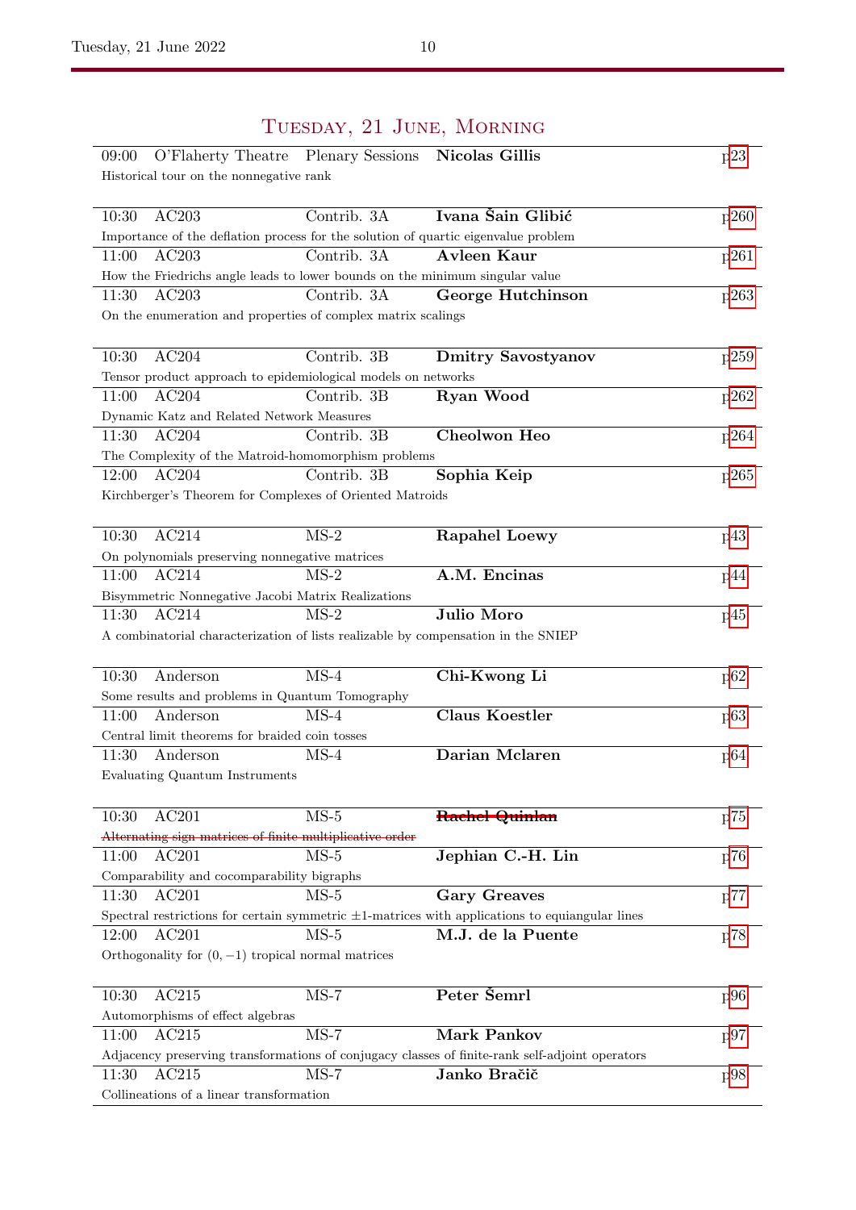# Tuesday, 21 June, Morning

| Time | Room | Session | Speaker | Page |
|---|---|---|---|---|
| 09:00 | O'Flaherty Theatre | Plenary Sessions | **Nicolas Gillis** | p23 |
| Historical tour on the nonnegative rank | | | | |
| 10:30 | AC203 | Contrib. 3A | **Ivana Šain Glibić** | p260 |
| Importance of the deflation process for the solution of quartic eigenvalue problem | | | | |
| 11:00 | AC203 | Contrib. 3A | **Avleen Kaur** | p261 |
| How the Friedrichs angle leads to lower bounds on the minimum singular value | | | | |
| 11:30 | AC203 | Contrib. 3A | **George Hutchinson** | p263 |
| On the enumeration and properties of complex matrix scalings | | | | |
| 10:30 | AC204 | Contrib. 3B | **Dmitry Savostyanov** | p259 |
| Tensor product approach to epidemiological models on networks | | | | |
| 11:00 | AC204 | Contrib. 3B | **Ryan Wood** | p262 |
| Dynamic Katz and Related Network Measures | | | | |
| 11:30 | AC204 | Contrib. 3B | **Cheolwon Heo** | p264 |
| The Complexity of the Matroid-homomorphism problems | | | | |
| 12:00 | AC204 | Contrib. 3B | **Sophia Keip** | p265 |
| Kirchberger's Theorem for Complexes of Oriented Matroids | | | | |
| 10:30 | AC214 | MS-2 | **Rapahel Loewy** | p43 |
| On polynomials preserving nonnegative matrices | | | | |
| 11:00 | AC214 | MS-2 | **A.M. Encinas** | p44 |
| Bisymmetric Nonnegative Jacobi Matrix Realizations | | | | |
| 11:30 | AC214 | MS-2 | **Julio Moro** | p45 |
| A combinatorial characterization of lists realizable by compensation in the SNIEP | | | | |
| 10:30 | Anderson | MS-4 | **Chi-Kwong Li** | p62 |
| Some results and problems in Quantum Tomography | | | | |
| 11:00 | Anderson | MS-4 | **Claus Koestler** | p63 |
| Central limit theorems for braided coin tosses | | | | |
| 11:30 | Anderson | MS-4 | **Darian Mclaren** | p64 |
| Evaluating Quantum Instruments | | | | |
| 10:30 | AC201 | MS-5 | ~~**Rachel Quinlan**~~ | p75 |
| ~~Alternating sign matrices of finite multiplicative order~~ | | | | |
| 11:00 | AC201 | MS-5 | **Jephian C.-H. Lin** | p76 |
| Comparability and cocomparability bigraphs | | | | |
| 11:30 | AC201 | MS-5 | **Gary Greaves** | p77 |
| Spectral restrictions for certain symmetric $\pm 1$-matrices with applications to equiangular lines | | | | |
| 12:00 | AC201 | MS-5 | **M.J. de la Puente** | p78 |
| Orthogonality for $(0, -1)$ tropical normal matrices | | | | |
| 10:30 | AC215 | MS-7 | **Peter Šemrl** | p96 |
| Automorphisms of effect algebras | | | | |
| 11:00 | AC215 | MS-7 | **Mark Pankov** | p97 |
| Adjacency preserving transformations of conjugacy classes of finite-rank self-adjoint operators | | | | |
| 11:30 | AC215 | MS-7 | **Janko Bračič** | p98 |
| Collineations of a linear transformation | | | | |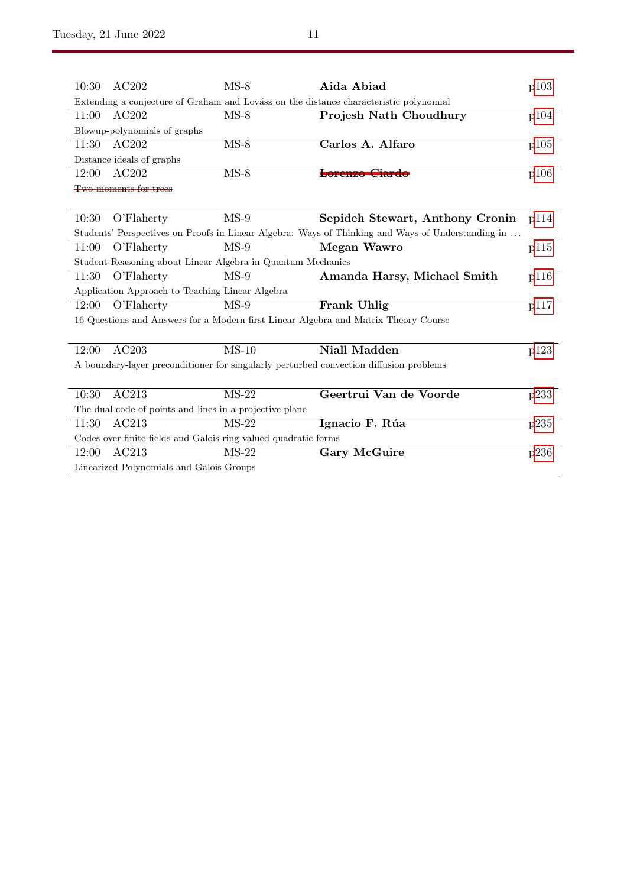| Time | Room | Session | Speaker | Page |
|---|---|---|---|---|
| 10:30 | AC202 | MS-8 | **Aida Abiad** | p103 |
| Extending a conjecture of Graham and Lovász on the distance characteristic polynomial | | | | |
| 11:00 | AC202 | MS-8 | **Projesh Nath Choudhury** | p104 |
| Blowup-polynomials of graphs | | | | |
| 11:30 | AC202 | MS-8 | **Carlos A. Alfaro** | p105 |
| Distance ideals of graphs | | | | |
| 12:00 | AC202 | MS-8 | ~~**Lorenzo Ciardo**~~ | p106 |
| ~~Two moments for trees~~ | | | | |
| 10:30 | O'Flaherty | MS-9 | **Sepideh Stewart, Anthony Cronin** | p114 |
| Students' Perspectives on Proofs in Linear Algebra: Ways of Thinking and Ways of Understanding in … | | | | |
| 11:00 | O'Flaherty | MS-9 | **Megan Wawro** | p115 |
| Student Reasoning about Linear Algebra in Quantum Mechanics | | | | |
| 11:30 | O'Flaherty | MS-9 | **Amanda Harsy, Michael Smith** | p116 |
| Application Approach to Teaching Linear Algebra | | | | |
| 12:00 | O'Flaherty | MS-9 | **Frank Uhlig** | p117 |
| 16 Questions and Answers for a Modern first Linear Algebra and Matrix Theory Course | | | | |
| 12:00 | AC203 | MS-10 | **Niall Madden** | p123 |
| A boundary-layer preconditioner for singularly perturbed convection diffusion problems | | | | |
| 10:30 | AC213 | MS-22 | **Geertrui Van de Voorde** | p233 |
| The dual code of points and lines in a projective plane | | | | |
| 11:30 | AC213 | MS-22 | **Ignacio F. Rúa** | p235 |
| Codes over finite fields and Galois ring valued quadratic forms | | | | |
| 12:00 | AC213 | MS-22 | **Gary McGuire** | p236 |
| Linearized Polynomials and Galois Groups | | | | |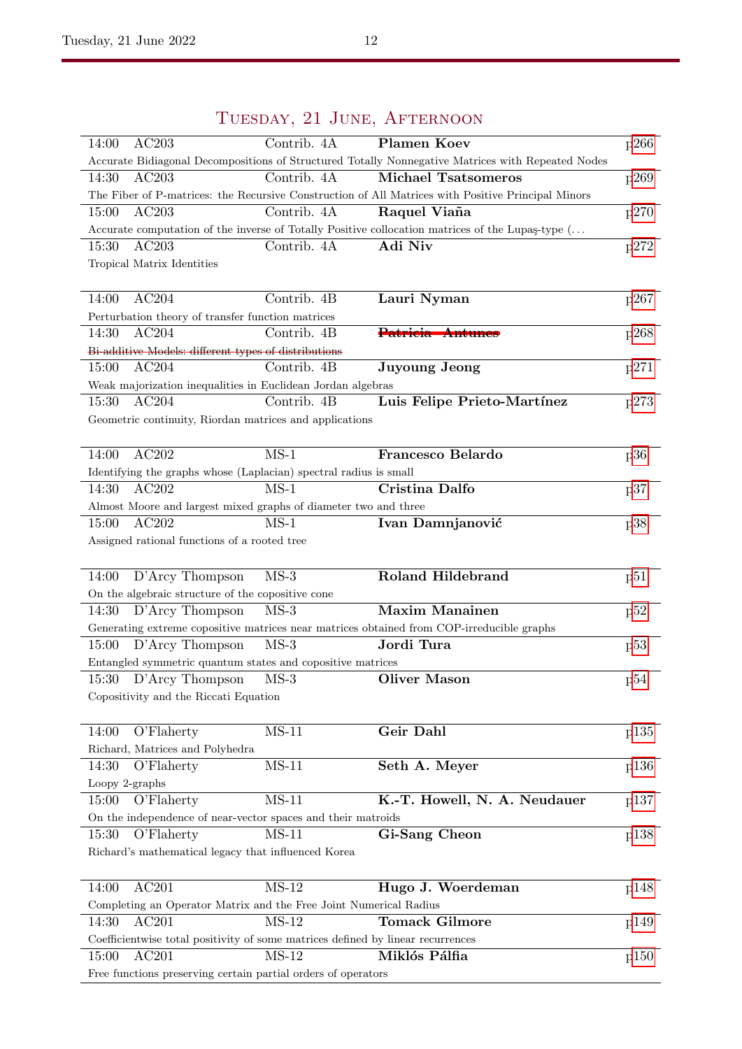# Tuesday, 21 June, Afternoon

| Time | Room | Session | Speaker | Page |
|---|---|---|---|---|
| 14:00 | AC203 | Contrib. 4A | **Plamen Koev** | p266 |
| Accurate Bidiagonal Decompositions of Structured Totally Nonnegative Matrices with Repeated Nodes | | | | |
| 14:30 | AC203 | Contrib. 4A | **Michael Tsatsomeros** | p269 |
| The Fiber of P-matrices: the Recursive Construction of All Matrices with Positive Principal Minors | | | | |
| 15:00 | AC203 | Contrib. 4A | **Raquel Viaña** | p270 |
| Accurate computation of the inverse of Totally Positive collocation matrices of the Lupaş-type (. . . | | | | |
| 15:30 | AC203 | Contrib. 4A | **Adi Niv** | p272 |
| Tropical Matrix Identities | | | | |
| 14:00 | AC204 | Contrib. 4B | **Lauri Nyman** | p267 |
| Perturbation theory of transfer function matrices | | | | |
| 14:30 | AC204 | Contrib. 4B | ~~**Patricia Antunes**~~ | p268 |
| ~~Bi-additive Models: different types of distributions~~ | | | | |
| 15:00 | AC204 | Contrib. 4B | **Juyoung Jeong** | p271 |
| Weak majorization inequalities in Euclidean Jordan algebras | | | | |
| 15:30 | AC204 | Contrib. 4B | **Luis Felipe Prieto-Martínez** | p273 |
| Geometric continuity, Riordan matrices and applications | | | | |
| 14:00 | AC202 | MS-1 | **Francesco Belardo** | p36 |
| Identifying the graphs whose (Laplacian) spectral radius is small | | | | |
| 14:30 | AC202 | MS-1 | **Cristina Dalfo** | p37 |
| Almost Moore and largest mixed graphs of diameter two and three | | | | |
| 15:00 | AC202 | MS-1 | **Ivan Damnjanović** | p38 |
| Assigned rational functions of a rooted tree | | | | |
| 14:00 | D'Arcy Thompson | MS-3 | **Roland Hildebrand** | p51 |
| On the algebraic structure of the copositive cone | | | | |
| 14:30 | D'Arcy Thompson | MS-3 | **Maxim Manainen** | p52 |
| Generating extreme copositive matrices near matrices obtained from COP-irreducible graphs | | | | |
| 15:00 | D'Arcy Thompson | MS-3 | **Jordi Tura** | p53 |
| Entangled symmetric quantum states and copositive matrices | | | | |
| 15:30 | D'Arcy Thompson | MS-3 | **Oliver Mason** | p54 |
| Copositivity and the Riccati Equation | | | | |
| 14:00 | O'Flaherty | MS-11 | **Geir Dahl** | p135 |
| Richard, Matrices and Polyhedra | | | | |
| 14:30 | O'Flaherty | MS-11 | **Seth A. Meyer** | p136 |
| Loopy 2-graphs | | | | |
| 15:00 | O'Flaherty | MS-11 | **K.-T. Howell, N. A. Neudauer** | p137 |
| On the independence of near-vector spaces and their matroids | | | | |
| 15:30 | O'Flaherty | MS-11 | **Gi-Sang Cheon** | p138 |
| Richard's mathematical legacy that influenced Korea | | | | |
| 14:00 | AC201 | MS-12 | **Hugo J. Woerdeman** | p148 |
| Completing an Operator Matrix and the Free Joint Numerical Radius | | | | |
| 14:30 | AC201 | MS-12 | **Tomack Gilmore** | p149 |
| Coefficientwise total positivity of some matrices defined by linear recurrences | | | | |
| 15:00 | AC201 | MS-12 | **Miklós Pálfia** | p150 |
| Free functions preserving certain partial orders of operators | | | | |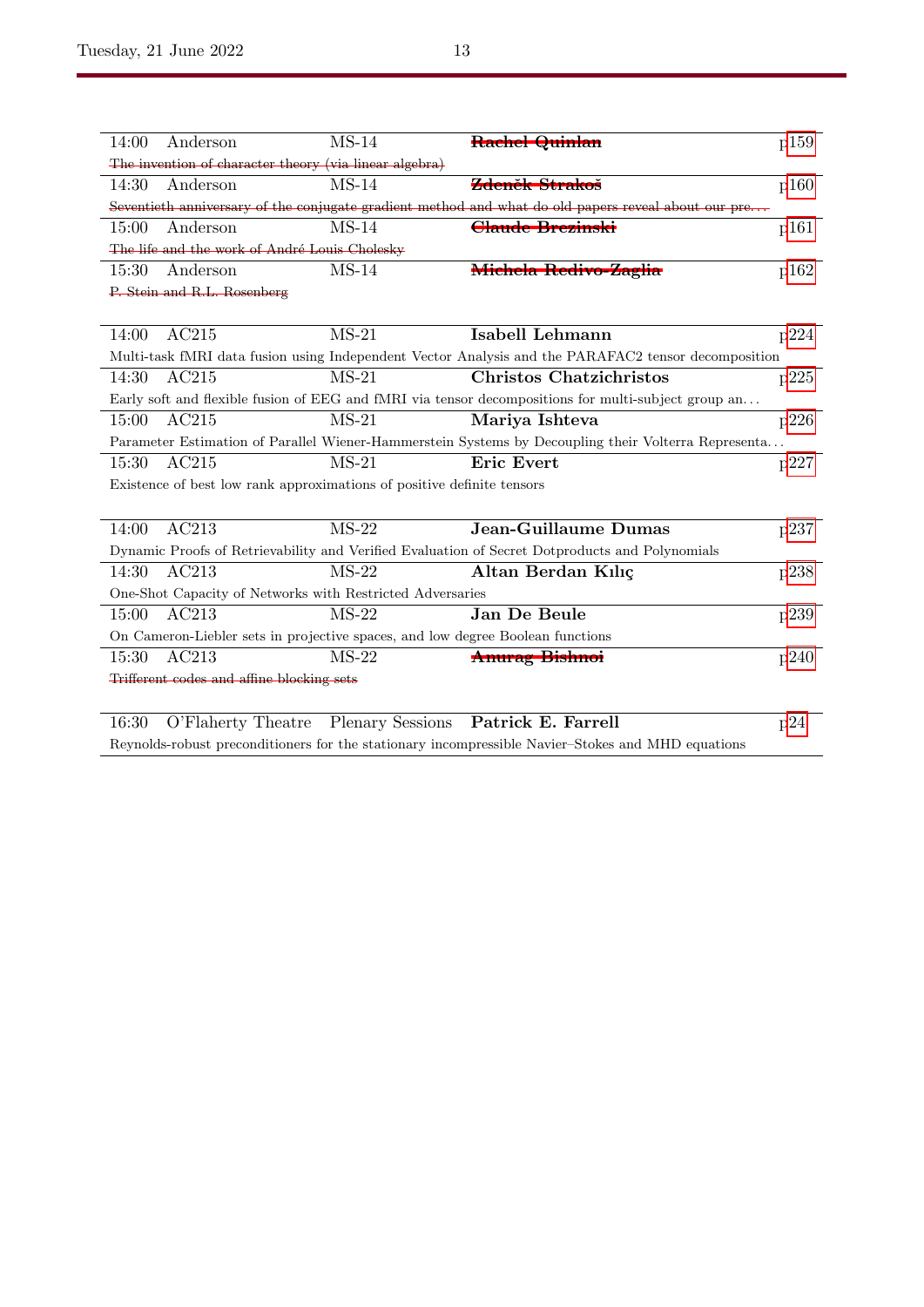| | | | | |
|---|---|---|---|---|
| 14:00 | Anderson | MS-14 | ~~**Rachel Quinlan**~~ | p159 |
| ~~The invention of character theory (via linear algebra)~~ | | | | |
| 14:30 | Anderson | MS-14 | ~~**Zdeněk Strakoš**~~ | p160 |
| ~~Seventieth anniversary of the conjugate gradient method and what do old papers reveal about our pre...~~ | | | | |
| 15:00 | Anderson | MS-14 | ~~**Claude Brezinski**~~ | p161 |
| ~~The life and the work of André Louis Cholesky~~ | | | | |
| 15:30 | Anderson | MS-14 | ~~**Michela Redivo-Zaglia**~~ | p162 |
| ~~P. Stein and R.L. Rosenberg~~ | | | | |

| | | | | |
|---|---|---|---|---|
| 14:00 | AC215 | MS-21 | **Isabell Lehmann** | p224 |
| Multi-task fMRI data fusion using Independent Vector Analysis and the PARAFAC2 tensor decomposition | | | | |
| 14:30 | AC215 | MS-21 | **Christos Chatzichristos** | p225 |
| Early soft and flexible fusion of EEG and fMRI via tensor decompositions for multi-subject group an... | | | | |
| 15:00 | AC215 | MS-21 | **Mariya Ishteva** | p226 |
| Parameter Estimation of Parallel Wiener-Hammerstein Systems by Decoupling their Volterra Representa... | | | | |
| 15:30 | AC215 | MS-21 | **Eric Evert** | p227 |
| Existence of best low rank approximations of positive definite tensors | | | | |

| | | | | |
|---|---|---|---|---|
| 14:00 | AC213 | MS-22 | **Jean-Guillaume Dumas** | p237 |
| Dynamic Proofs of Retrievability and Verified Evaluation of Secret Dotproducts and Polynomials | | | | |
| 14:30 | AC213 | MS-22 | **Altan Berdan Kılıç** | p238 |
| One-Shot Capacity of Networks with Restricted Adversaries | | | | |
| 15:00 | AC213 | MS-22 | **Jan De Beule** | p239 |
| On Cameron-Liebler sets in projective spaces, and low degree Boolean functions | | | | |
| 15:30 | AC213 | MS-22 | ~~**Anurag Bishnoi**~~ | p240 |
| ~~Trifferent codes and affine blocking sets~~ | | | | |

| | | | | |
|---|---|---|---|---|
| 16:30 | O'Flaherty Theatre | Plenary Sessions | **Patrick E. Farrell** | p24 |
| Reynolds-robust preconditioners for the stationary incompressible Navier–Stokes and MHD equations | | | | |